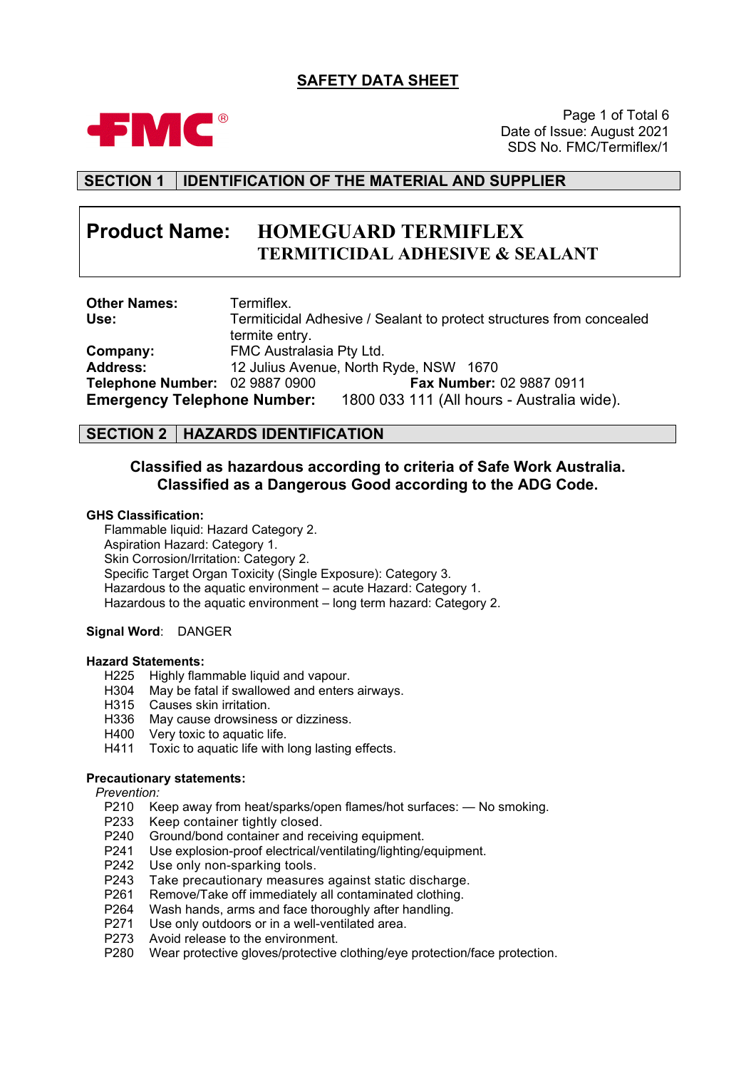# SAFETY DATA SHEET

**FMC**

Date of Issue: August 2021
SDS No. FMC/Termiflex/1

## SECTION 1 IDENTIFICATION OF THE MATERIAL AND SUPPLIER

**Product Name: HOMEGUARD TERMIFLEX TERMITICIDAL ADHESIVE & SEALANT**

**Other Names:** Termiflex.
**Use:** Termiticidal Adhesive / Sealant to protect structures from concealed termite entry.
**Company:** FMC Australasia Pty Ltd.
**Address:** 12 Julius Avenue, North Ryde, NSW 1670
**Telephone Number:** 02 9887 0900 **Fax Number:** 02 9887 0911
**Emergency Telephone Number:** 1800 033 111 (All hours - Australia wide).

## SECTION 2 HAZARDS IDENTIFICATION

**Classified as hazardous according to criteria of Safe Work Australia.**
**Classified as a Dangerous Good according to the ADG Code.**

**GHS Classification:**

Flammable liquid: Hazard Category 2.
Aspiration Hazard: Category 1.
Skin Corrosion/Irritation: Category 2.
Specific Target Organ Toxicity (Single Exposure): Category 3.
Hazardous to the aquatic environment – acute Hazard: Category 1.
Hazardous to the aquatic environment – long term hazard: Category 2.

**Signal Word**: DANGER

**Hazard Statements:**

H225 Highly flammable liquid and vapour.
H304 May be fatal if swallowed and enters airways.
H315 Causes skin irritation.
H336 May cause drowsiness or dizziness.
H400 Very toxic to aquatic life.
H411 Toxic to aquatic life with long lasting effects.

**Precautionary statements:**

*Prevention:*

P210 Keep away from heat/sparks/open flames/hot surfaces: — No smoking.
P233 Keep container tightly closed.
P240 Ground/bond container and receiving equipment.
P241 Use explosion-proof electrical/ventilating/lighting/equipment.
P242 Use only non-sparking tools.
P243 Take precautionary measures against static discharge.
P261 Remove/Take off immediately all contaminated clothing.
P264 Wash hands, arms and face thoroughly after handling.
P271 Use only outdoors or in a well-ventilated area.
P273 Avoid release to the environment.
P280 Wear protective gloves/protective clothing/eye protection/face protection.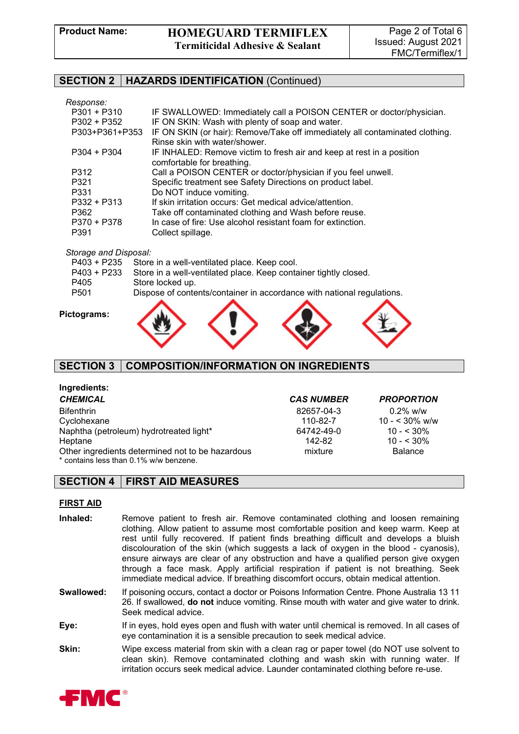## SECTION 2 | HAZARDS IDENTIFICATION (Continued)

*Response:*

| | |
|---|---|
| P301 + P310 | IF SWALLOWED: Immediately call a POISON CENTER or doctor/physician. |
| P302 + P352 | IF ON SKIN: Wash with plenty of soap and water. |
| P303+P361+P353 | IF ON SKIN (or hair): Remove/Take off immediately all contaminated clothing. Rinse skin with water/shower. |
| P304 + P304 | IF INHALED: Remove victim to fresh air and keep at rest in a position comfortable for breathing. |
| P312 | Call a POISON CENTER or doctor/physician if you feel unwell. |
| P321 | Specific treatment see Safety Directions on product label. |
| P331 | Do NOT induce vomiting. |
| P332 + P313 | If skin irritation occurs: Get medical advice/attention. |
| P362 | Take off contaminated clothing and Wash before reuse. |
| P370 + P378 | In case of fire: Use alcohol resistant foam for extinction. |
| P391 | Collect spillage. |

*Storage and Disposal:*

| | |
|---|---|
| P403 + P235 | Store in a well-ventilated place. Keep cool. |
| P403 + P233 | Store in a well-ventilated place. Keep container tightly closed. |
| P405 | Store locked up. |
| P501 | Dispose of contents/container in accordance with national regulations. |

**Pictograms:**

## SECTION 3 | COMPOSITION/INFORMATION ON INGREDIENTS

**Ingredients:**

| ***CHEMICAL*** | ***CAS NUMBER*** | ***PROPORTION*** |
|---|---|---|
| Bifenthrin | 82657-04-3 | 0.2% w/w |
| Cyclohexane | 110-82-7 | 10 - < 30% w/w |
| Naphtha (petroleum) hydrotreated light* | 64742-49-0 | 10 - < 30% |
| Heptane | 142-82 | 10 - < 30% |
| Other ingredients determined not to be hazardous | mixture | Balance |

* contains less than 0.1% w/w benzene.

## SECTION 4 | FIRST AID MEASURES

**FIRST AID**

**Inhaled:** Remove patient to fresh air. Remove contaminated clothing and loosen remaining clothing. Allow patient to assume most comfortable position and keep warm. Keep at rest until fully recovered. If patient finds breathing difficult and develops a bluish discolouration of the skin (which suggests a lack of oxygen in the blood - cyanosis), ensure airways are clear of any obstruction and have a qualified person give oxygen through a face mask. Apply artificial respiration if patient is not breathing. Seek immediate medical advice. If breathing discomfort occurs, obtain medical attention.

**Swallowed:** If poisoning occurs, contact a doctor or Poisons Information Centre. Phone Australia 13 11 26. If swallowed, **do not** induce vomiting. Rinse mouth with water and give water to drink. Seek medical advice.

**Eye:** If in eyes, hold eyes open and flush with water until chemical is removed. In all cases of eye contamination it is a sensible precaution to seek medical advice.

**Skin:** Wipe excess material from skin with a clean rag or paper towel (do NOT use solvent to clean skin). Remove contaminated clothing and wash skin with running water. If irritation occurs seek medical advice. Launder contaminated clothing before re-use.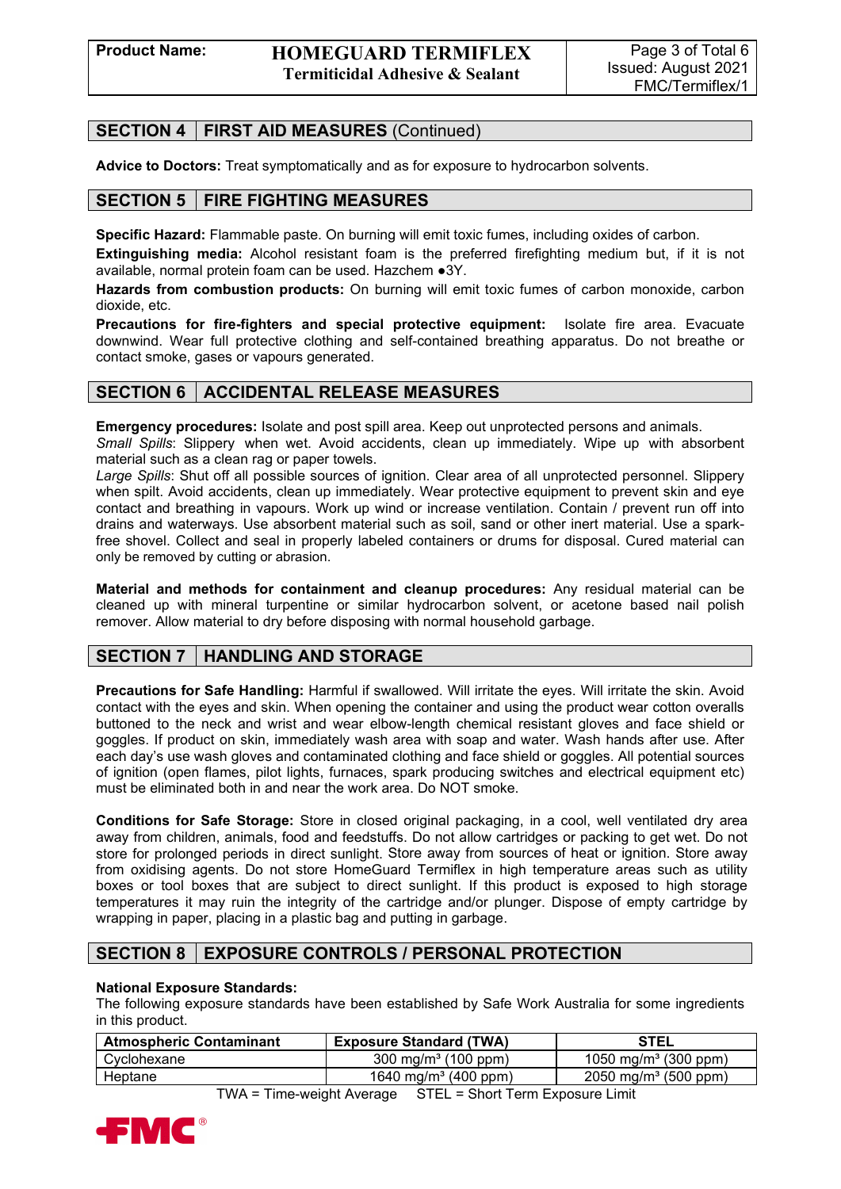## SECTION 4 FIRST AID MEASURES (Continued)

**Advice to Doctors:** Treat symptomatically and as for exposure to hydrocarbon solvents.

## SECTION 5 FIRE FIGHTING MEASURES

**Specific Hazard:** Flammable paste. On burning will emit toxic fumes, including oxides of carbon.

**Extinguishing media:** Alcohol resistant foam is the preferred firefighting medium but, if it is not available, normal protein foam can be used. Hazchem ●3Y.

**Hazards from combustion products:** On burning will emit toxic fumes of carbon monoxide, carbon dioxide, etc.

**Precautions for fire-fighters and special protective equipment:** Isolate fire area. Evacuate downwind. Wear full protective clothing and self-contained breathing apparatus. Do not breathe or contact smoke, gases or vapours generated.

## SECTION 6 ACCIDENTAL RELEASE MEASURES

**Emergency procedures:** Isolate and post spill area. Keep out unprotected persons and animals.

*Small Spills*: Slippery when wet. Avoid accidents, clean up immediately. Wipe up with absorbent material such as a clean rag or paper towels.

*Large Spills*: Shut off all possible sources of ignition. Clear area of all unprotected personnel. Slippery when spilt. Avoid accidents, clean up immediately. Wear protective equipment to prevent skin and eye contact and breathing in vapours. Work up wind or increase ventilation. Contain / prevent run off into drains and waterways. Use absorbent material such as soil, sand or other inert material. Use a spark-free shovel. Collect and seal in properly labeled containers or drums for disposal. Cured material can only be removed by cutting or abrasion.

**Material and methods for containment and cleanup procedures:** Any residual material can be cleaned up with mineral turpentine or similar hydrocarbon solvent, or acetone based nail polish remover. Allow material to dry before disposing with normal household garbage.

## SECTION 7 HANDLING AND STORAGE

**Precautions for Safe Handling:** Harmful if swallowed. Will irritate the eyes. Will irritate the skin. Avoid contact with the eyes and skin. When opening the container and using the product wear cotton overalls buttoned to the neck and wrist and wear elbow-length chemical resistant gloves and face shield or goggles. If product on skin, immediately wash area with soap and water. Wash hands after use. After each day's use wash gloves and contaminated clothing and face shield or goggles. All potential sources of ignition (open flames, pilot lights, furnaces, spark producing switches and electrical equipment etc) must be eliminated both in and near the work area. Do NOT smoke.

**Conditions for Safe Storage:** Store in closed original packaging, in a cool, well ventilated dry area away from children, animals, food and feedstuffs. Do not allow cartridges or packing to get wet. Do not store for prolonged periods in direct sunlight. Store away from sources of heat or ignition. Store away from oxidising agents. Do not store HomeGuard Termiflex in high temperature areas such as utility boxes or tool boxes that are subject to direct sunlight. If this product is exposed to high storage temperatures it may ruin the integrity of the cartridge and/or plunger. Dispose of empty cartridge by wrapping in paper, placing in a plastic bag and putting in garbage.

## SECTION 8 EXPOSURE CONTROLS / PERSONAL PROTECTION

**National Exposure Standards:**

The following exposure standards have been established by Safe Work Australia for some ingredients in this product.

| Atmospheric Contaminant | Exposure Standard (TWA) | STEL |
|---|---|---|
| Cyclohexane | 300 mg/m³ (100 ppm) | 1050 mg/m³ (300 ppm) |
| Heptane | 1640 mg/m³ (400 ppm) | 2050 mg/m³ (500 ppm) |

TWA = Time-weight Average STEL = Short Term Exposure Limit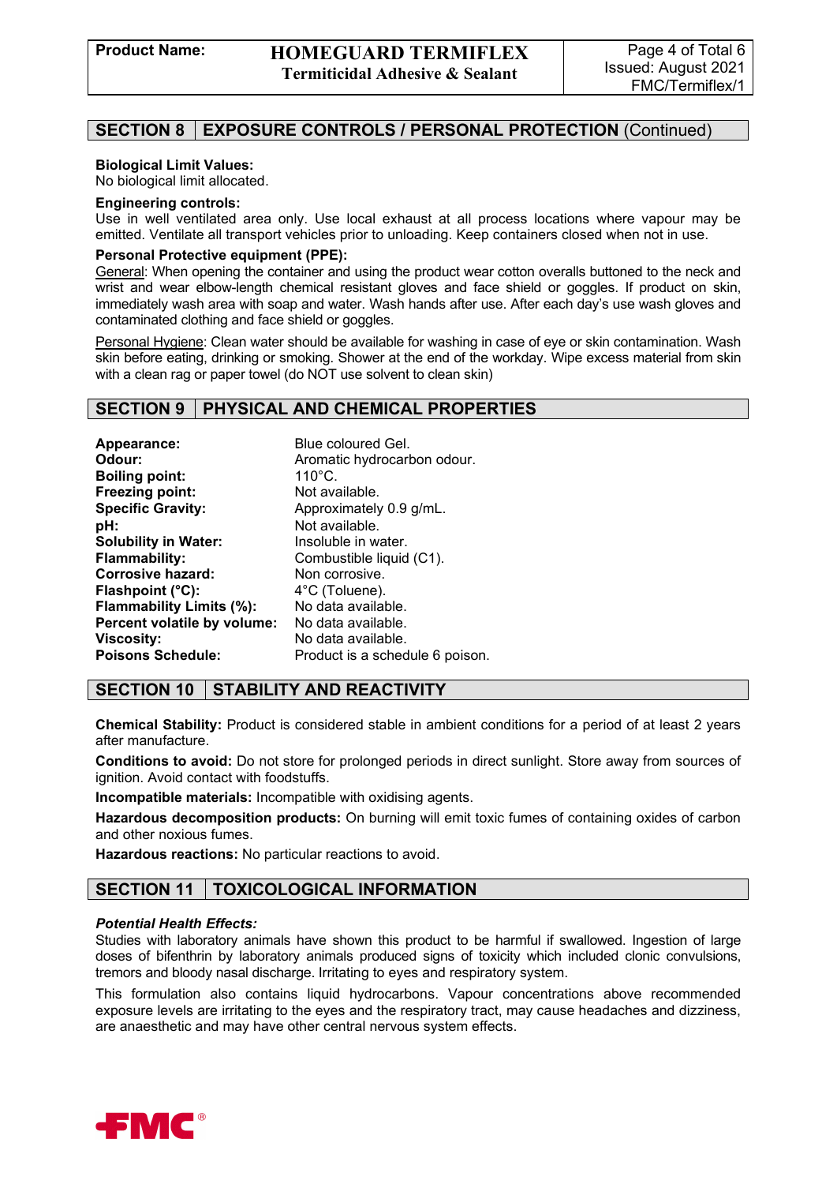## SECTION 8 | EXPOSURE CONTROLS / PERSONAL PROTECTION (Continued)

**Biological Limit Values:**
No biological limit allocated.

**Engineering controls:**
Use in well ventilated area only. Use local exhaust at all process locations where vapour may be emitted. Ventilate all transport vehicles prior to unloading. Keep containers closed when not in use.

**Personal Protective equipment (PPE):**
General: When opening the container and using the product wear cotton overalls buttoned to the neck and wrist and wear elbow-length chemical resistant gloves and face shield or goggles. If product on skin, immediately wash area with soap and water. Wash hands after use. After each day's use wash gloves and contaminated clothing and face shield or goggles.

Personal Hygiene: Clean water should be available for washing in case of eye or skin contamination. Wash skin before eating, drinking or smoking. Shower at the end of the workday. Wipe excess material from skin with a clean rag or paper towel (do NOT use solvent to clean skin)

## SECTION 9 | PHYSICAL AND CHEMICAL PROPERTIES

| | |
|---|---|
| **Appearance:** | Blue coloured Gel. |
| **Odour:** | Aromatic hydrocarbon odour. |
| **Boiling point:** | 110°C. |
| **Freezing point:** | Not available. |
| **Specific Gravity:** | Approximately 0.9 g/mL. |
| **pH:** | Not available. |
| **Solubility in Water:** | Insoluble in water. |
| **Flammability:** | Combustible liquid (C1). |
| **Corrosive hazard:** | Non corrosive. |
| **Flashpoint (°C):** | 4°C (Toluene). |
| **Flammability Limits (%):** | No data available. |
| **Percent volatile by volume:** | No data available. |
| **Viscosity:** | No data available. |
| **Poisons Schedule:** | Product is a schedule 6 poison. |

## SECTION 10 | STABILITY AND REACTIVITY

**Chemical Stability:** Product is considered stable in ambient conditions for a period of at least 2 years after manufacture.

**Conditions to avoid:** Do not store for prolonged periods in direct sunlight. Store away from sources of ignition. Avoid contact with foodstuffs.

**Incompatible materials:** Incompatible with oxidising agents.

**Hazardous decomposition products:** On burning will emit toxic fumes of containing oxides of carbon and other noxious fumes.

**Hazardous reactions:** No particular reactions to avoid.

## SECTION 11 | TOXICOLOGICAL INFORMATION

***Potential Health Effects:***
Studies with laboratory animals have shown this product to be harmful if swallowed. Ingestion of large doses of bifenthrin by laboratory animals produced signs of toxicity which included clonic convulsions, tremors and bloody nasal discharge. Irritating to eyes and respiratory system.

This formulation also contains liquid hydrocarbons. Vapour concentrations above recommended exposure levels are irritating to the eyes and the respiratory tract, may cause headaches and dizziness, are anaesthetic and may have other central nervous system effects.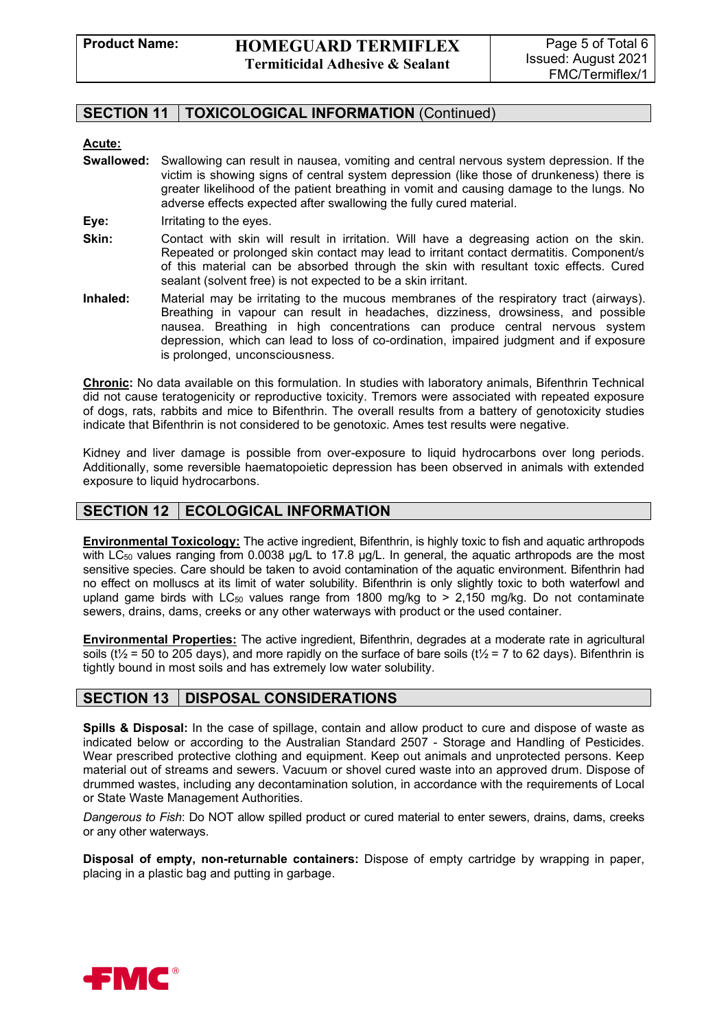## SECTION 11 TOXICOLOGICAL INFORMATION (Continued)

**Acute:**

**Swallowed:** Swallowing can result in nausea, vomiting and central nervous system depression. If the victim is showing signs of central system depression (like those of drunkeness) there is greater likelihood of the patient breathing in vomit and causing damage to the lungs. No adverse effects expected after swallowing the fully cured material.

**Eye:** Irritating to the eyes.

**Skin:** Contact with skin will result in irritation. Will have a degreasing action on the skin. Repeated or prolonged skin contact may lead to irritant contact dermatitis. Component/s of this material can be absorbed through the skin with resultant toxic effects. Cured sealant (solvent free) is not expected to be a skin irritant.

**Inhaled:** Material may be irritating to the mucous membranes of the respiratory tract (airways). Breathing in vapour can result in headaches, dizziness, drowsiness, and possible nausea. Breathing in high concentrations can produce central nervous system depression, which can lead to loss of co-ordination, impaired judgment and if exposure is prolonged, unconsciousness.

**Chronic:** No data available on this formulation. In studies with laboratory animals, Bifenthrin Technical did not cause teratogenicity or reproductive toxicity. Tremors were associated with repeated exposure of dogs, rats, rabbits and mice to Bifenthrin. The overall results from a battery of genotoxicity studies indicate that Bifenthrin is not considered to be genotoxic. Ames test results were negative.

Kidney and liver damage is possible from over-exposure to liquid hydrocarbons over long periods. Additionally, some reversible haematopoietic depression has been observed in animals with extended exposure to liquid hydrocarbons.

## SECTION 12 ECOLOGICAL INFORMATION

**Environmental Toxicology:** The active ingredient, Bifenthrin, is highly toxic to fish and aquatic arthropods with $LC_{50}$ values ranging from 0.0038 µg/L to 17.8 µg/L. In general, the aquatic arthropods are the most sensitive species. Care should be taken to avoid contamination of the aquatic environment. Bifenthrin had no effect on molluscs at its limit of water solubility. Bifenthrin is only slightly toxic to both waterfowl and upland game birds with $LC_{50}$ values range from 1800 mg/kg to > 2,150 mg/kg. Do not contaminate sewers, drains, dams, creeks or any other waterways with product or the used container.

**Environmental Properties:** The active ingredient, Bifenthrin, degrades at a moderate rate in agricultural soils ($t_{½}$ = 50 to 205 days), and more rapidly on the surface of bare soils ($t_{½}$ = 7 to 62 days). Bifenthrin is tightly bound in most soils and has extremely low water solubility.

## SECTION 13 DISPOSAL CONSIDERATIONS

**Spills & Disposal:** In the case of spillage, contain and allow product to cure and dispose of waste as indicated below or according to the Australian Standard 2507 - Storage and Handling of Pesticides. Wear prescribed protective clothing and equipment. Keep out animals and unprotected persons. Keep material out of streams and sewers. Vacuum or shovel cured waste into an approved drum. Dispose of drummed wastes, including any decontamination solution, in accordance with the requirements of Local or State Waste Management Authorities.

*Dangerous to Fish*: Do NOT allow spilled product or cured material to enter sewers, drains, dams, creeks or any other waterways.

**Disposal of empty, non-returnable containers:** Dispose of empty cartridge by wrapping in paper, placing in a plastic bag and putting in garbage.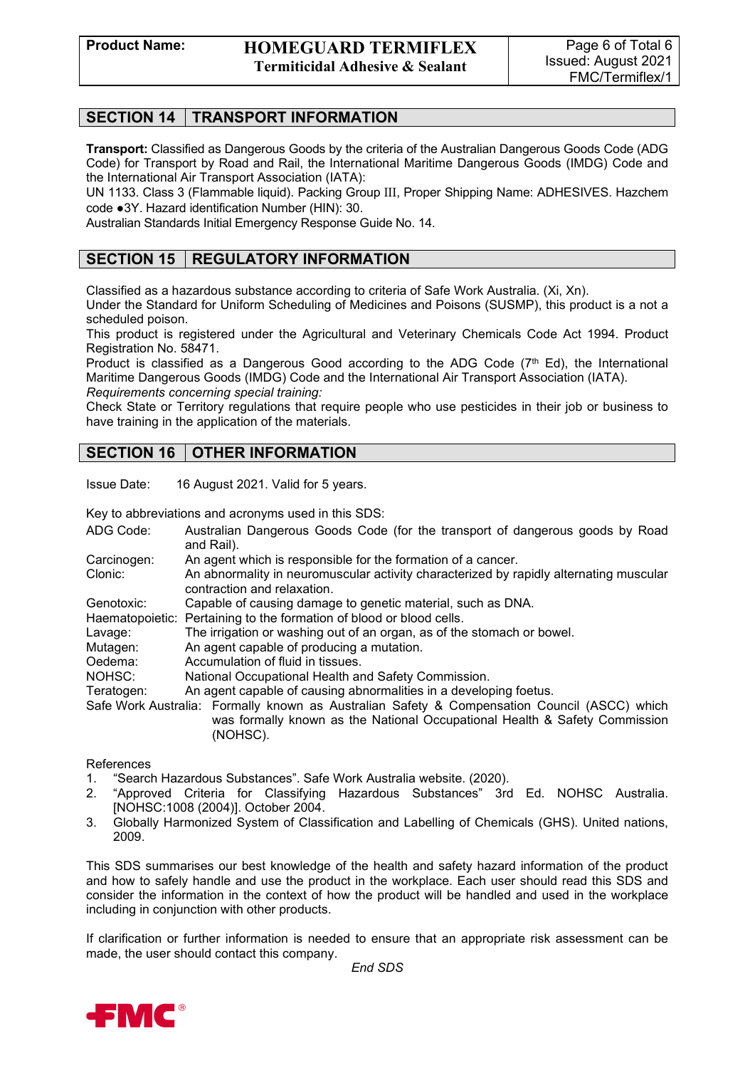## SECTION 14 TRANSPORT INFORMATION

**Transport:** Classified as Dangerous Goods by the criteria of the Australian Dangerous Goods Code (ADG Code) for Transport by Road and Rail, the International Maritime Dangerous Goods (IMDG) Code and the International Air Transport Association (IATA):
UN 1133. Class 3 (Flammable liquid). Packing Group III, Proper Shipping Name: ADHESIVES. Hazchem code ●3Y. Hazard identification Number (HIN): 30.
Australian Standards Initial Emergency Response Guide No. 14.

## SECTION 15 REGULATORY INFORMATION

Classified as a hazardous substance according to criteria of Safe Work Australia. (Xi, Xn).
Under the Standard for Uniform Scheduling of Medicines and Poisons (SUSMP), this product is a not a scheduled poison.
This product is registered under the Agricultural and Veterinary Chemicals Code Act 1994. Product Registration No. 58471.
Product is classified as a Dangerous Good according to the ADG Code (7th Ed), the International Maritime Dangerous Goods (IMDG) Code and the International Air Transport Association (IATA).
*Requirements concerning special training:*
Check State or Territory regulations that require people who use pesticides in their job or business to have training in the application of the materials.

## SECTION 16 OTHER INFORMATION

Issue Date: 16 August 2021. Valid for 5 years.

Key to abbreviations and acronyms used in this SDS:

| | |
|---|---|
| ADG Code: | Australian Dangerous Goods Code (for the transport of dangerous goods by Road and Rail). |
| Carcinogen: | An agent which is responsible for the formation of a cancer. |
| Clonic: | An abnormality in neuromuscular activity characterized by rapidly alternating muscular contraction and relaxation. |
| Genotoxic: | Capable of causing damage to genetic material, such as DNA. |
| Haematopoietic: | Pertaining to the formation of blood or blood cells. |
| Lavage: | The irrigation or washing out of an organ, as of the stomach or bowel. |
| Mutagen: | An agent capable of producing a mutation. |
| Oedema: | Accumulation of fluid in tissues. |
| NOHSC: | National Occupational Health and Safety Commission. |
| Teratogen: | An agent capable of causing abnormalities in a developing foetus. |
| Safe Work Australia: | Formally known as Australian Safety & Compensation Council (ASCC) which was formally known as the National Occupational Health & Safety Commission (NOHSC). |

References

1. "Search Hazardous Substances". Safe Work Australia website. (2020).
2. "Approved Criteria for Classifying Hazardous Substances" 3rd Ed. NOHSC Australia. [NOHSC:1008 (2004)]. October 2004.
3. Globally Harmonized System of Classification and Labelling of Chemicals (GHS). United nations, 2009.

This SDS summarises our best knowledge of the health and safety hazard information of the product and how to safely handle and use the product in the workplace. Each user should read this SDS and consider the information in the context of how the product will be handled and used in the workplace including in conjunction with other products.

If clarification or further information is needed to ensure that an appropriate risk assessment can be made, the user should contact this company.

*End SDS*